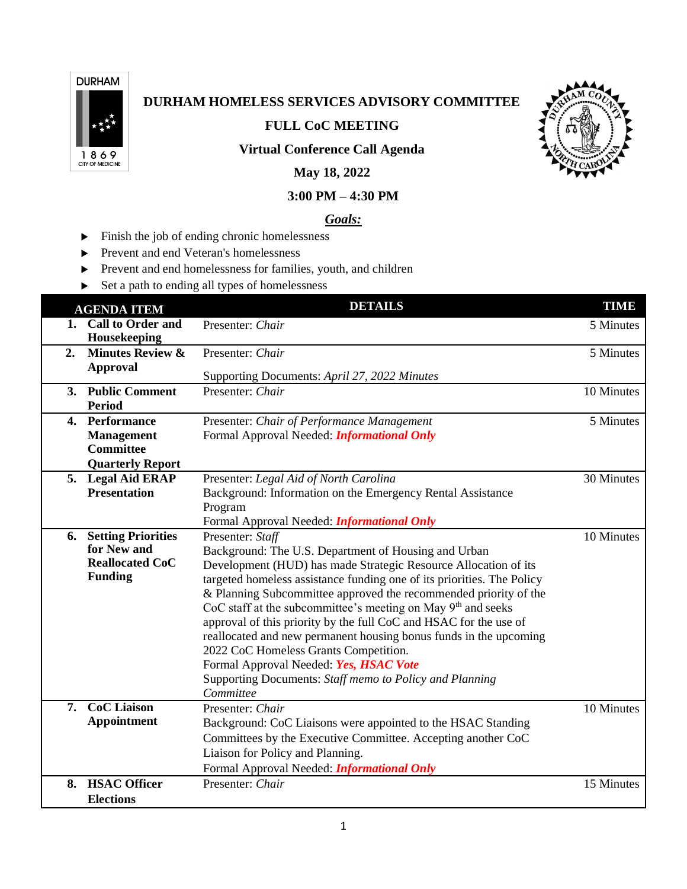# DURHAM HOMELESS SERVICES ADVISORY COMMITTEE

## FULL CoC MEETING

### Virtual Conference Call Agenda

**May 18, 2022**

**3:00 PM – 4:30 PM**

***Goals:***

- Finish the job of ending chronic homelessness
- Prevent and end Veteran's homelessness
- Prevent and end homelessness for families, youth, and children
- Set a path to ending all types of homelessness

| AGENDA ITEM | DETAILS | TIME |
|---|---|---|
| **1. Call to Order and Housekeeping** | Presenter: *Chair* | 5 Minutes |
| **2. Minutes Review & Approval** | Presenter: *Chair*<br>Supporting Documents: *April 27, 2022 Minutes* | 5 Minutes |
| **3. Public Comment Period** | Presenter: *Chair* | 10 Minutes |
| **4. Performance Management Committee Quarterly Report** | Presenter: *Chair of Performance Management*<br>Formal Approval Needed: ***Informational Only*** | 5 Minutes |
| **5. Legal Aid ERAP Presentation** | Presenter: *Legal Aid of North Carolina*<br>Background: Information on the Emergency Rental Assistance Program<br>Formal Approval Needed: ***Informational Only*** | 30 Minutes |
| **6. Setting Priorities for New and Reallocated CoC Funding** | Presenter: *Staff*<br>Background: The U.S. Department of Housing and Urban Development (HUD) has made Strategic Resource Allocation of its targeted homeless assistance funding one of its priorities. The Policy & Planning Subcommittee approved the recommended priority of the CoC staff at the subcommittee's meeting on May 9th and seeks approval of this priority by the full CoC and HSAC for the use of reallocated and new permanent housing bonus funds in the upcoming 2022 CoC Homeless Grants Competition.<br>Formal Approval Needed: ***Yes, HSAC Vote***<br>Supporting Documents: *Staff memo to Policy and Planning Committee* | 10 Minutes |
| **7. CoC Liaison Appointment** | Presenter: *Chair*<br>Background: CoC Liaisons were appointed to the HSAC Standing Committees by the Executive Committee. Accepting another CoC Liaison for Policy and Planning.<br>Formal Approval Needed: ***Informational Only*** | 10 Minutes |
| **8. HSAC Officer Elections** | Presenter: *Chair* | 15 Minutes |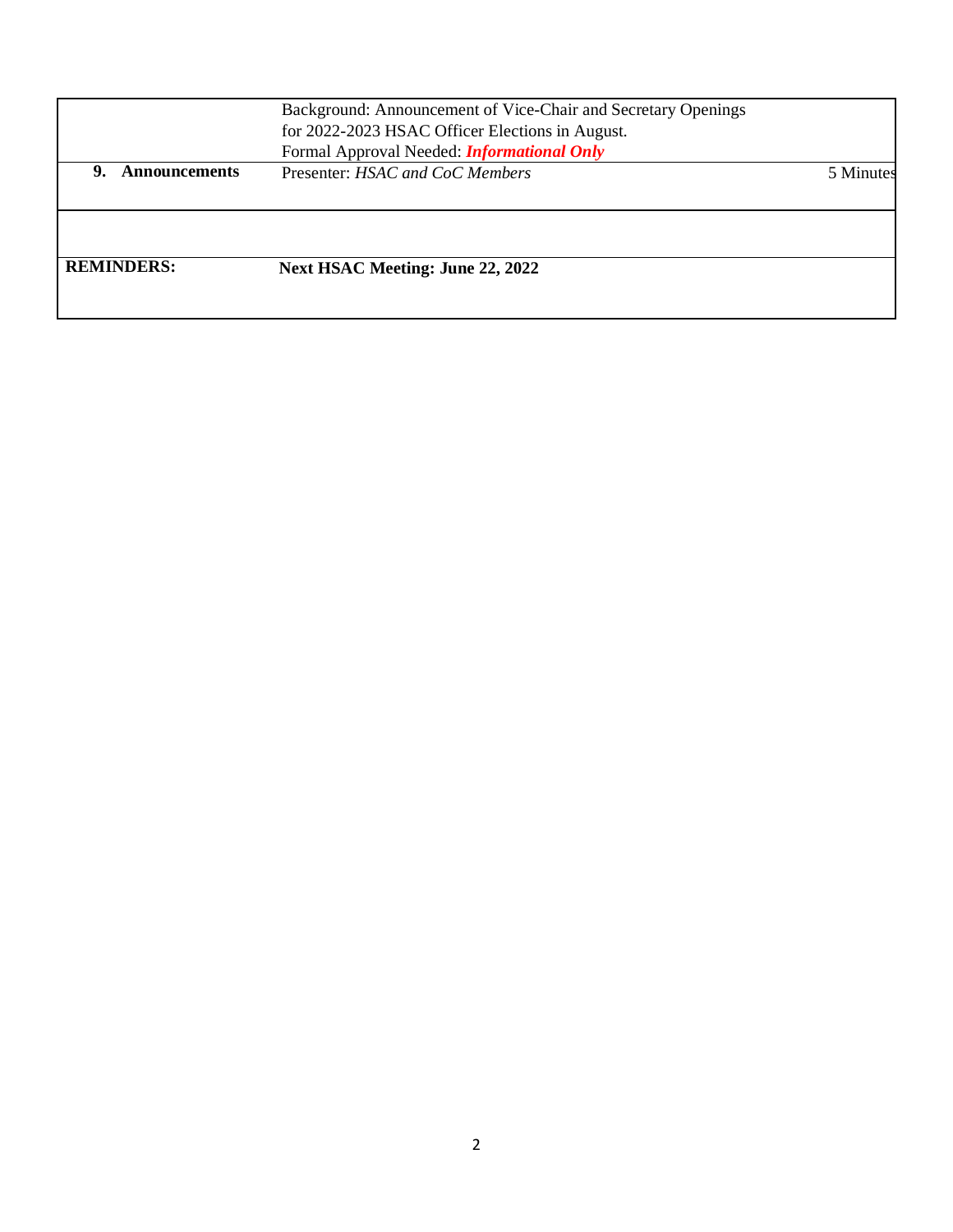| | | |
|---|---|---|
| | Background: Announcement of Vice-Chair and Secretary Openings for 2022-2023 HSAC Officer Elections in August.<br>Formal Approval Needed: ***Informational Only*** | |
| **9. Announcements** | Presenter: *HSAC and CoC Members* | 5 Minutes |
| | | |
| **REMINDERS:** | **Next HSAC Meeting: June 22, 2022** | |